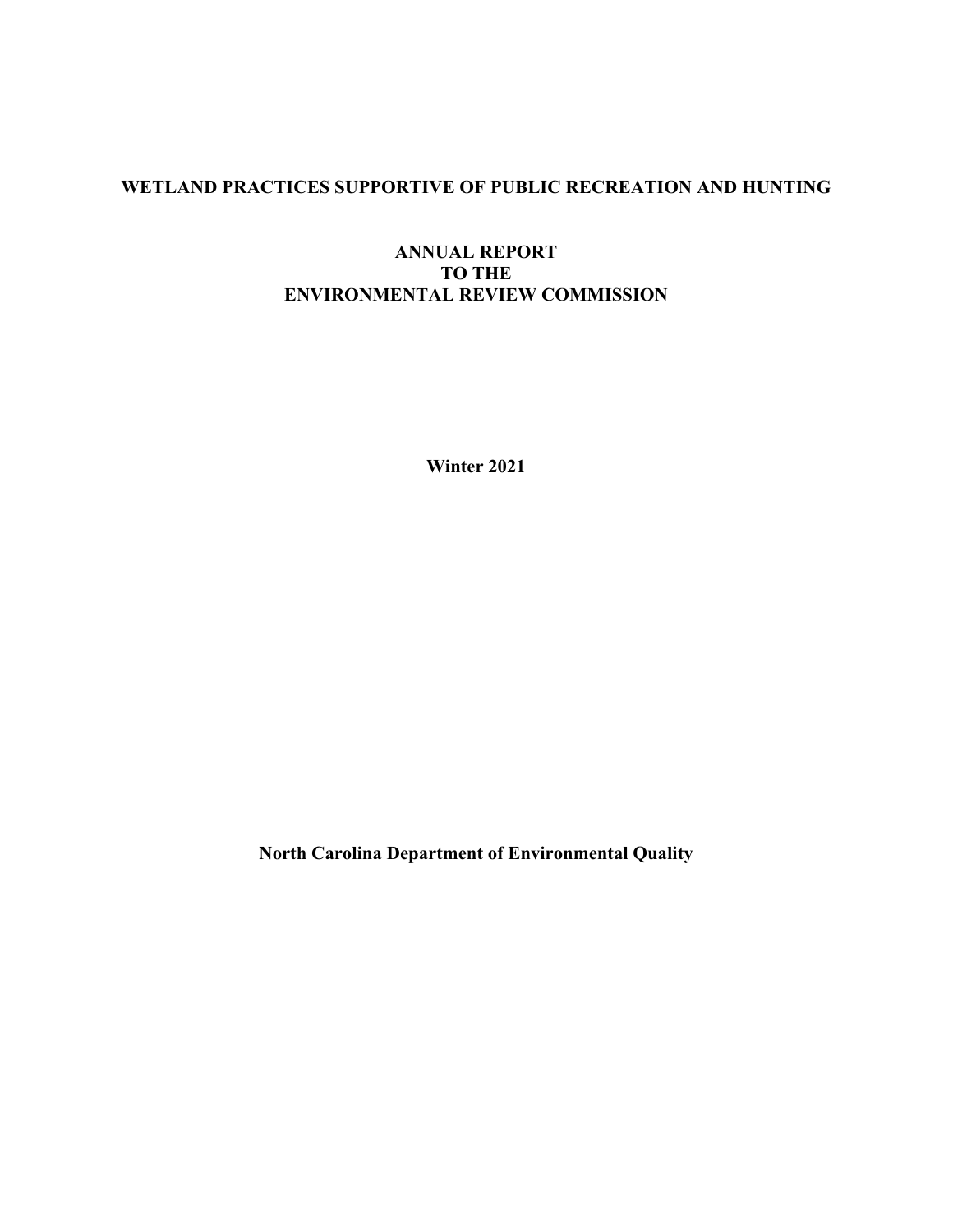# WETLAND PRACTICES SUPPORTIVE OF PUBLIC RECREATION AND HUNTING

## ANNUAL REPORT
## TO THE
## ENVIRONMENTAL REVIEW COMMISSION

**Winter 2021**

**North Carolina Department of Environmental Quality**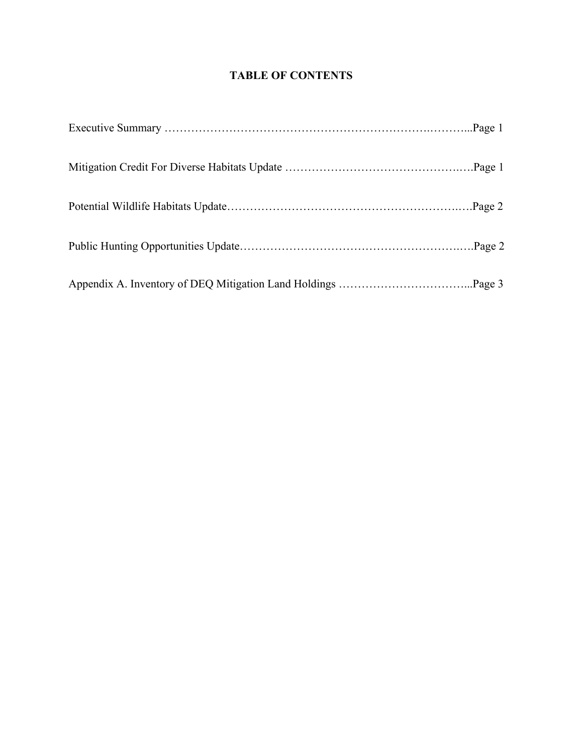# TABLE OF CONTENTS

Executive Summary ……………………………………………………………….………...Page 1

Mitigation Credit For Diverse Habitats Update ……………………………………….….Page 1

Potential Wildlife Habitats Update…………………………………………………….….Page 2

Public Hunting Opportunities Update…………………………………………………..….Page 2

Appendix A. Inventory of DEQ Mitigation Land Holdings ……………………………...Page 3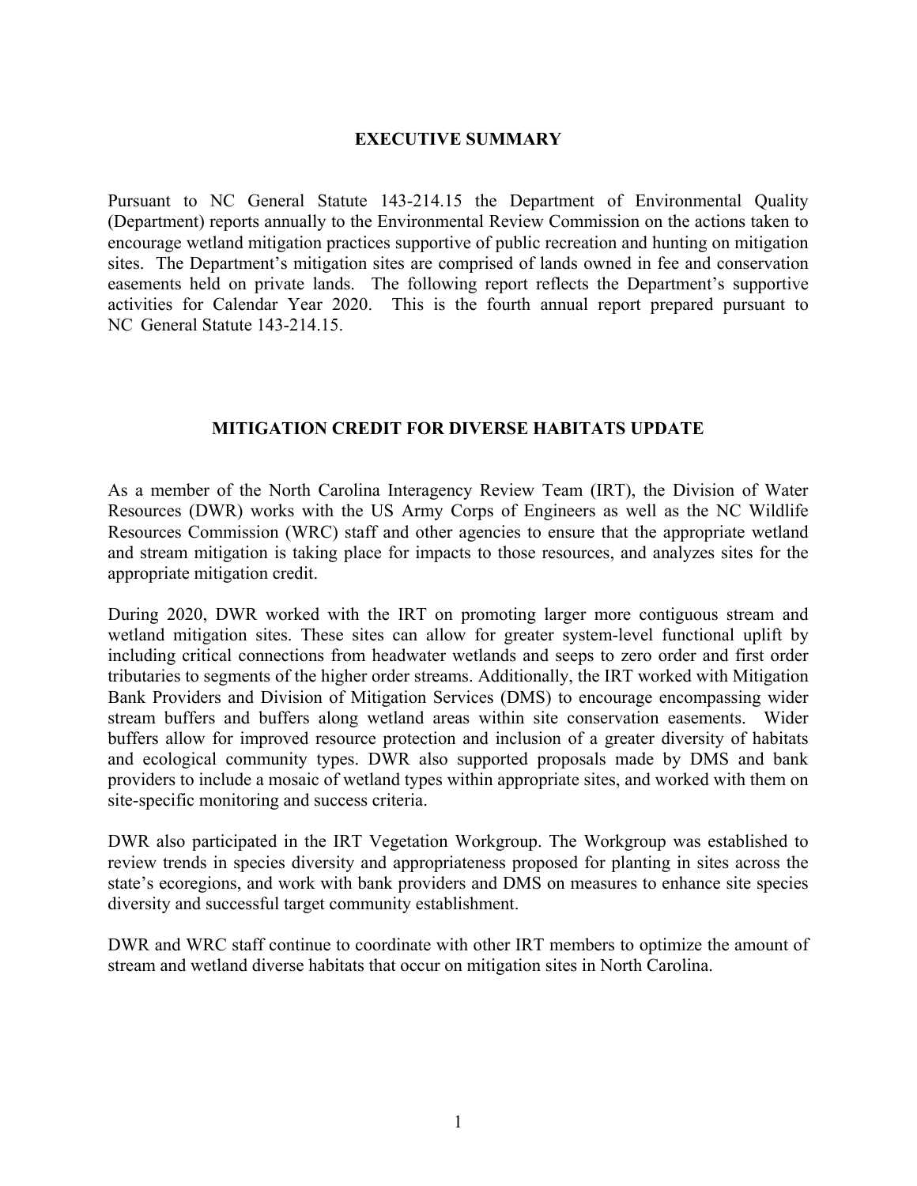## EXECUTIVE SUMMARY

Pursuant to NC General Statute 143-214.15 the Department of Environmental Quality (Department) reports annually to the Environmental Review Commission on the actions taken to encourage wetland mitigation practices supportive of public recreation and hunting on mitigation sites. The Department's mitigation sites are comprised of lands owned in fee and conservation easements held on private lands. The following report reflects the Department's supportive activities for Calendar Year 2020. This is the fourth annual report prepared pursuant to NC General Statute 143-214.15.

## MITIGATION CREDIT FOR DIVERSE HABITATS UPDATE

As a member of the North Carolina Interagency Review Team (IRT), the Division of Water Resources (DWR) works with the US Army Corps of Engineers as well as the NC Wildlife Resources Commission (WRC) staff and other agencies to ensure that the appropriate wetland and stream mitigation is taking place for impacts to those resources, and analyzes sites for the appropriate mitigation credit.

During 2020, DWR worked with the IRT on promoting larger more contiguous stream and wetland mitigation sites. These sites can allow for greater system-level functional uplift by including critical connections from headwater wetlands and seeps to zero order and first order tributaries to segments of the higher order streams. Additionally, the IRT worked with Mitigation Bank Providers and Division of Mitigation Services (DMS) to encourage encompassing wider stream buffers and buffers along wetland areas within site conservation easements. Wider buffers allow for improved resource protection and inclusion of a greater diversity of habitats and ecological community types. DWR also supported proposals made by DMS and bank providers to include a mosaic of wetland types within appropriate sites, and worked with them on site-specific monitoring and success criteria.

DWR also participated in the IRT Vegetation Workgroup. The Workgroup was established to review trends in species diversity and appropriateness proposed for planting in sites across the state's ecoregions, and work with bank providers and DMS on measures to enhance site species diversity and successful target community establishment.

DWR and WRC staff continue to coordinate with other IRT members to optimize the amount of stream and wetland diverse habitats that occur on mitigation sites in North Carolina.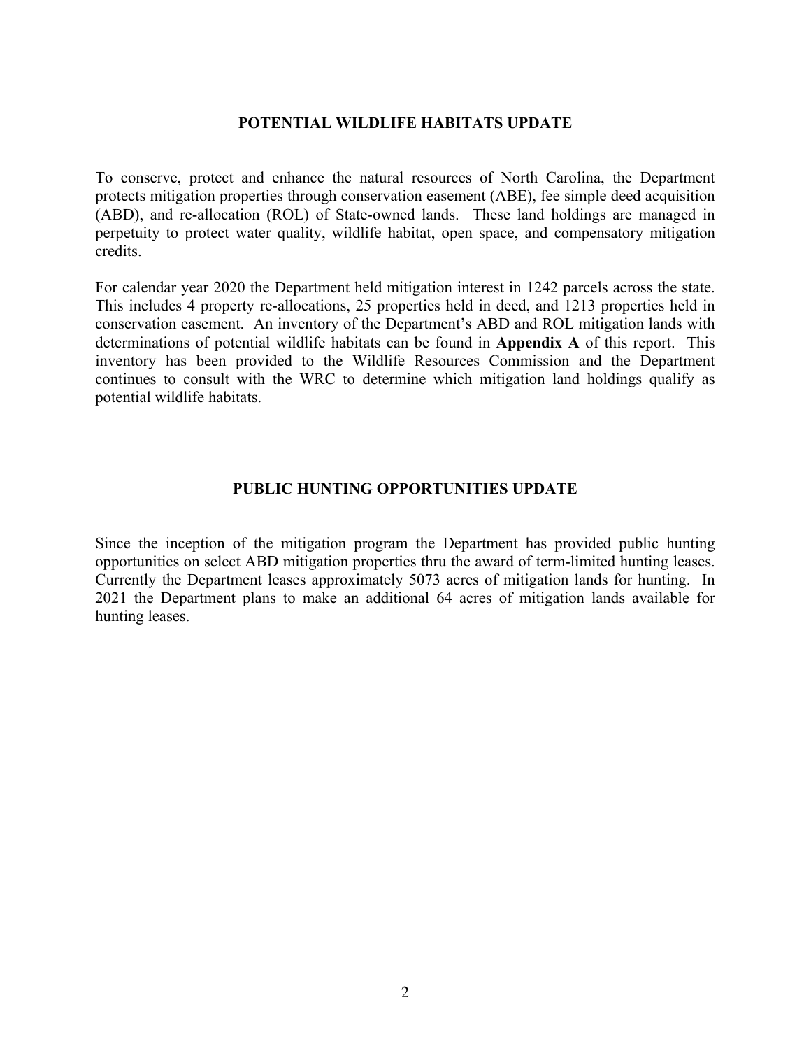## POTENTIAL WILDLIFE HABITATS UPDATE

To conserve, protect and enhance the natural resources of North Carolina, the Department protects mitigation properties through conservation easement (ABE), fee simple deed acquisition (ABD), and re-allocation (ROL) of State-owned lands. These land holdings are managed in perpetuity to protect water quality, wildlife habitat, open space, and compensatory mitigation credits.

For calendar year 2020 the Department held mitigation interest in 1242 parcels across the state. This includes 4 property re-allocations, 25 properties held in deed, and 1213 properties held in conservation easement. An inventory of the Department's ABD and ROL mitigation lands with determinations of potential wildlife habitats can be found in **Appendix A** of this report. This inventory has been provided to the Wildlife Resources Commission and the Department continues to consult with the WRC to determine which mitigation land holdings qualify as potential wildlife habitats.

## PUBLIC HUNTING OPPORTUNITIES UPDATE

Since the inception of the mitigation program the Department has provided public hunting opportunities on select ABD mitigation properties thru the award of term-limited hunting leases. Currently the Department leases approximately 5073 acres of mitigation lands for hunting. In 2021 the Department plans to make an additional 64 acres of mitigation lands available for hunting leases.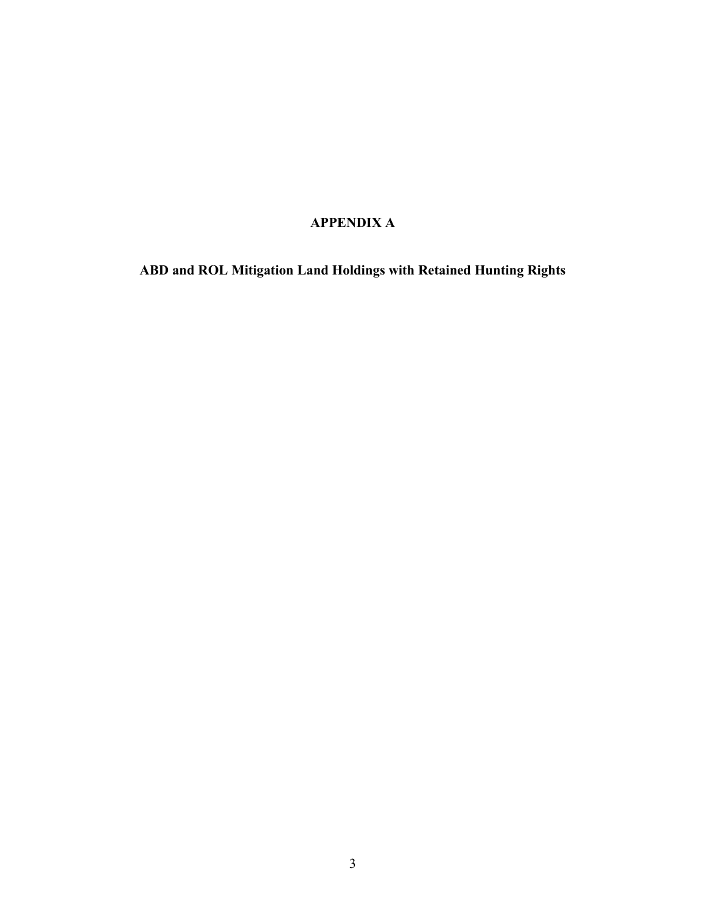# APPENDIX A

## ABD and ROL Mitigation Land Holdings with Retained Hunting Rights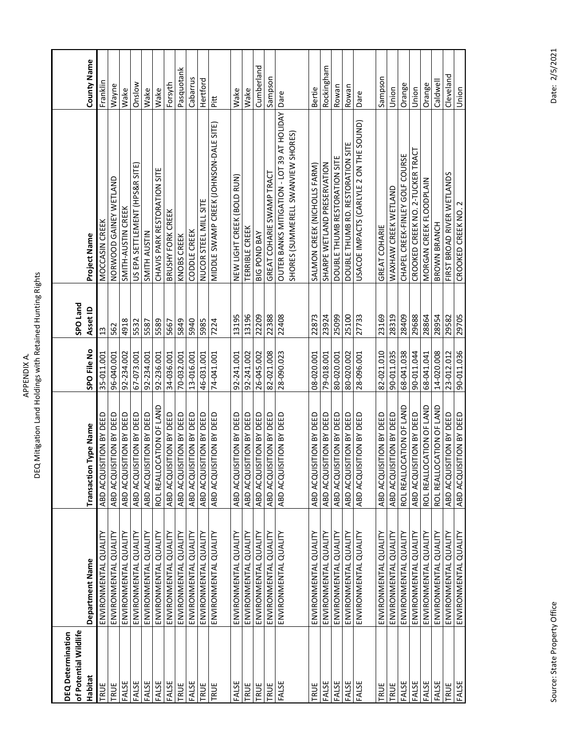APPENDIX A.

DEQ Mitigation Land Holdings with Retained Hunting Rights

| DEQ Determination of Potential Wildlife Habitat | Department Name | Transaction Type Name | SPO File No | SPO Land Asset ID | Project Name | County Name |
|---|---|---|---|---|---|---|
| TRUE | ENVIRONMENTAL QUALITY | ABD ACQUISITION BY DEED | 35-011.001 | 13 | MOCCASIN CREEK | Franklin |
| TRUE | ENVIRONMENTAL QUALITY | ABD ACQUISITION BY DEED | 96-040.001 | 562 | NORWOOD GAINEY WETLAND | Wayne |
| FALSE | ENVIRONMENTAL QUALITY | ABD ACQUISITION BY DEED | 92-234.002 | 4918 | SMITH-AUSTIN CREEK | Wake |
| FALSE | ENVIRONMENTAL QUALITY | ABD ACQUISITION BY DEED | 67-073.001 | 5532 | US EPA SETTLEMENT (HPS&R SITE) | Onslow |
| FALSE | ENVIRONMENTAL QUALITY | ABD ACQUISITION BY DEED | 92-234.001 | 5587 | SMITH AUSTIN | Wake |
| FALSE | ENVIRONMENTAL QUALITY | ROL REALLOCATION OF LAND | 92-236.001 | 5589 | CHAVIS PARK RESTORATION SITE | Wake |
| FALSE | ENVIRONMENTAL QUALITY | ABD ACQUISITION BY DEED | 34-036.001 | 5667 | BRUSHY FORK CREEK | Forsyth |
| TRUE | ENVIRONMENTAL QUALITY | ABD ACQUISITION BY DEED | 70-032.001 | 5849 | KNOBS CREEK | Pasquotank |
| FALSE | ENVIRONMENTAL QUALITY | ABD ACQUISITION BY DEED | 13-016.001 | 5940 | CODDLE CREEK | Cabarrus |
| TRUE | ENVIRONMENTAL QUALITY | ABD ACQUISITION BY DEED | 46-031.001 | 5985 | NUCOR STEEL MILL SITE | Hertford |
| TRUE | ENVIRONMENTAL QUALITY | ABD ACQUISITION BY DEED | 74-041.001 | 7224 | MIDDLE SWAMP CREEK (JOHNSON-DALE SITE) | Pitt |
| FALSE | ENVIRONMENTAL QUALITY | ABD ACQUISITION BY DEED | 92-241.001 | 13195 | NEW LIGHT CREEK (BOLD RUN) | Wake |
| TRUE | ENVIRONMENTAL QUALITY | ABD ACQUISITION BY DEED | 92-241.002 | 13196 | TERRIBLE CREEK | Wake |
| TRUE | ENVIRONMENTAL QUALITY | ABD ACQUISITION BY DEED | 26-045.002 | 22209 | BIG POND BAY | Cumberland |
| TRUE | ENVIRONMENTAL QUALITY | ABD ACQUISITION BY DEED | 82-021.008 | 22388 | GREAT COHARIE SWAMP TRACT | Sampson |
| FALSE | ENVIRONMENTAL QUALITY | ABD ACQUISITION BY DEED | 28-090.023 | 22408 | OUTER BANKS MITIGATION - LOT 39 AT HOLIDAY SHORES (SUMMERELL SWANVIEW SHORES) | Dare |
| TRUE | ENVIRONMENTAL QUALITY | ABD ACQUISITION BY DEED | 08-020.001 | 22873 | SALMON CREEK (NICHOLLS FARM) | Bertie |
| FALSE | ENVIRONMENTAL QUALITY | ABD ACQUISITION BY DEED | 79-018.001 | 23924 | SHARPE WETLAND PRESERVATION | Rockingham |
| FALSE | ENVIRONMENTAL QUALITY | ABD ACQUISITION BY DEED | 80-020.001 | 25099 | DOUBLE THUMB RESTORATION SITE | Rowan |
| FALSE | ENVIRONMENTAL QUALITY | ABD ACQUISITION BY DEED | 80-020.002 | 25100 | DOUBLE THUMB RD. RESTORATION SITE | Rowan |
| FALSE | ENVIRONMENTAL QUALITY | ABD ACQUISITION BY DEED | 28-096.001 | 27733 | USACOE IMPACTS (CARLYLE 2 ON THE SOUND) | Dare |
| TRUE | ENVIRONMENTAL QUALITY | ABD ACQUISITION BY DEED | 82-021.010 | 23169 | GREAT COHARIE | Sampson |
| TRUE | ENVIRONMENTAL QUALITY | ABD ACQUISITION BY DEED | 90-011.035 | 28319 | WAXHAW CREEK WETLAND | Union |
| FALSE | ENVIRONMENTAL QUALITY | ROL REALLOCATION OF LAND | 68-041.038 | 28409 | CHAPEL CREEK-FINLEY GOLF COURSE | Orange |
| FALSE | ENVIRONMENTAL QUALITY | ABD ACQUISITION BY DEED | 90-011.044 | 29688 | CROOKED CREEK NO. 2-TUCKER TRACT | Union |
| FALSE | ENVIRONMENTAL QUALITY | ROL REALLOCATION OF LAND | 68-041.041 | 28864 | MORGAN CREEK FLOODPLAIN | Orange |
| FALSE | ENVIRONMENTAL QUALITY | ROL REALLOCATION OF LAND | 14-020.008 | 28954 | BROWN BRANCH | Caldwell |
| TRUE | ENVIRONMENTAL QUALITY | ABD ACQUISITION BY DEED | 23-012.012 | 29582 | FIRST BROAD RIVER WETLANDS | Cleveland |
| FALSE | ENVIRONMENTAL QUALITY | ABD ACQUISITION BY DEED | 90-011.036 | 29705 | CROOKED CREEK NO. 2 | Union |

Source: State Property Office

Date: 2/5/2021